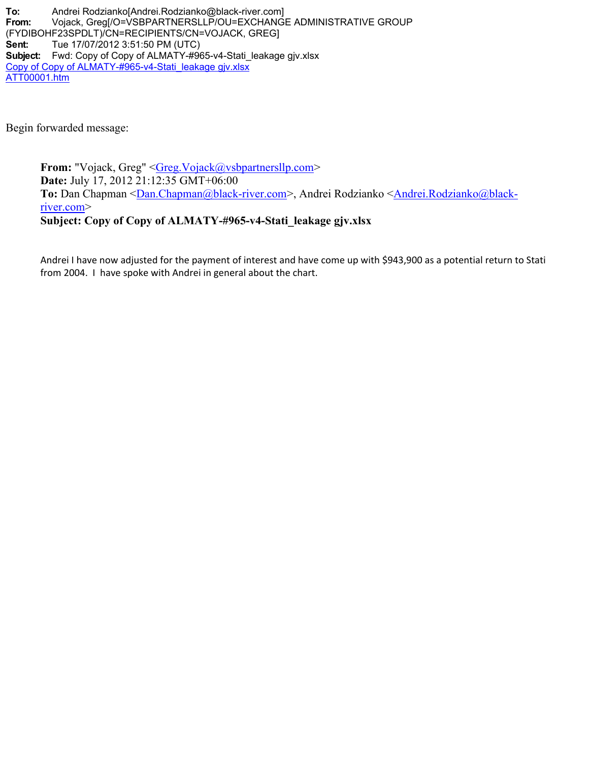**To:** Andrei Rodzianko[Andrei.Rodzianko@black-river.com]
**From:** Vojack, Greg[/O=VSBPARTNERSLLP/OU=EXCHANGE ADMINISTRATIVE GROUP (FYDIBOHF23SPDLT)/CN=RECIPIENTS/CN=VOJACK, GREG]
**Sent:** Tue 17/07/2012 3:51:50 PM (UTC)
**Subject:** Fwd: Copy of Copy of ALMATY-#965-v4-Stati_leakage gjv.xlsx
Copy of Copy of ALMATY-#965-v4-Stati_leakage gjv.xlsx
ATT00001.htm

Begin forwarded message:

> **From:** "Vojack, Greg" <Greg.Vojack@vsbpartnersllp.com>
> **Date:** July 17, 2012 21:12:35 GMT+06:00
> **To:** Dan Chapman <Dan.Chapman@black-river.com>, Andrei Rodzianko <Andrei.Rodzianko@black-river.com>
> **Subject: Copy of Copy of ALMATY-#965-v4-Stati_leakage gjv.xlsx**
>
> Andrei I have now adjusted for the payment of interest and have come up with $943,900 as a potential return to Stati from 2004. I have spoke with Andrei in general about the chart.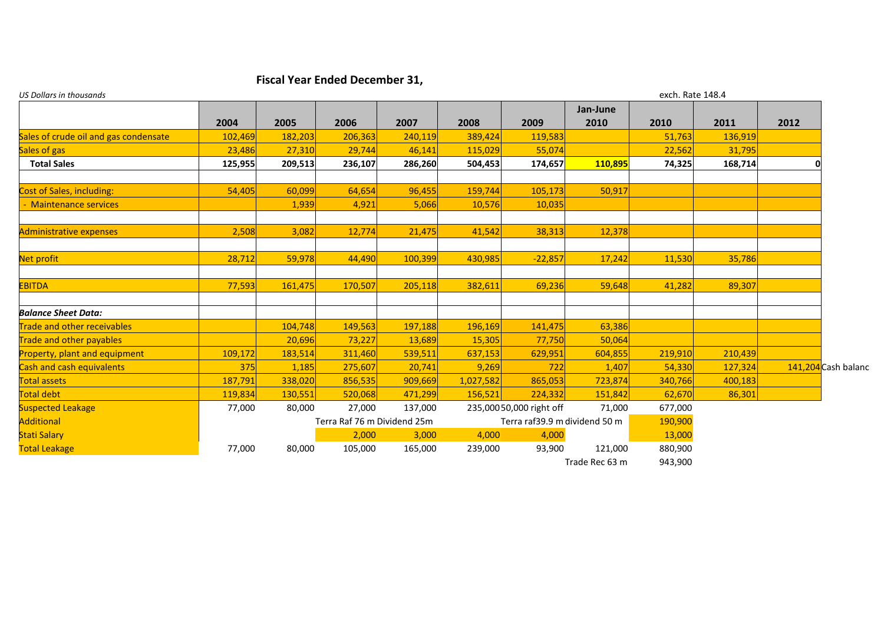## Fiscal Year Ended December 31,

*US Dollars in thousands* — exch. Rate 148.4

| | 2004 | 2005 | 2006 | 2007 | 2008 | 2009 | Jan-June 2010 | 2010 | 2011 | 2012 | |
|---|---|---|---|---|---|---|---|---|---|---|---|
| Sales of crude oil and gas condensate | 102,469 | 182,203 | 206,363 | 240,119 | 389,424 | 119,583 | | 51,763 | 136,919 | | |
| Sales of gas | 23,486 | 27,310 | 29,744 | 46,141 | 115,029 | 55,074 | | 22,562 | 31,795 | | |
| **Total Sales** | **125,955** | **209,513** | **236,107** | **286,260** | **504,453** | **174,657** | **110,895** | **74,325** | **168,714** | **0** | |
| | | | | | | | | | | | |
| Cost of Sales, including: | 54,405 | 60,099 | 64,654 | 96,455 | 159,744 | 105,173 | 50,917 | | | | |
| - Maintenance services | | 1,939 | 4,921 | 5,066 | 10,576 | 10,035 | | | | | |
| | | | | | | | | | | | |
| Administrative expenses | 2,508 | 3,082 | 12,774 | 21,475 | 41,542 | 38,313 | 12,378 | | | | |
| | | | | | | | | | | | |
| Net profit | 28,712 | 59,978 | 44,490 | 100,399 | 430,985 | -22,857 | 17,242 | 11,530 | 35,786 | | |
| | | | | | | | | | | | |
| EBITDA | 77,593 | 161,475 | 170,507 | 205,118 | 382,611 | 69,236 | 59,648 | 41,282 | 89,307 | | |
| | | | | | | | | | | | |
| ***Balance Sheet Data:*** | | | | | | | | | | | |
| Trade and other receivables | | 104,748 | 149,563 | 197,188 | 196,169 | 141,475 | 63,386 | | | | |
| Trade and other payables | | 20,696 | 73,227 | 13,689 | 15,305 | 77,750 | 50,064 | | | | |
| Property, plant and equipment | 109,172 | 183,514 | 311,460 | 539,511 | 637,153 | 629,951 | 604,855 | 219,910 | 210,439 | | |
| Cash and cash equivalents | 375 | 1,185 | 275,607 | 20,741 | 9,269 | 722 | 1,407 | 54,330 | 127,324 | 141,204 | Cash balanc |
| Total assets | 187,791 | 338,020 | 856,535 | 909,669 | 1,027,582 | 865,053 | 723,874 | 340,766 | 400,183 | | |
| Total debt | 119,834 | 130,551 | 520,068 | 471,299 | 156,521 | 224,332 | 151,842 | 62,670 | 86,301 | | |
| Suspected Leakage | 77,000 | 80,000 | 27,000 | 137,000 | 235,000 | 50,000 right off | 71,000 | 677,000 | | | |
| Additional | | | Terra Raf 76 m Dividend 25m | | | Terra raf39.9 m dividend 50 m | | 190,900 | | | |
| Stati Salary | | | 2,000 | 3,000 | 4,000 | 4,000 | | 13,000 | | | |
| Total Leakage | 77,000 | 80,000 | 105,000 | 165,000 | 239,000 | 93,900 | 121,000 | 880,900 | | | |
| | | | | | | | Trade Rec 63 m | 943,900 | | | |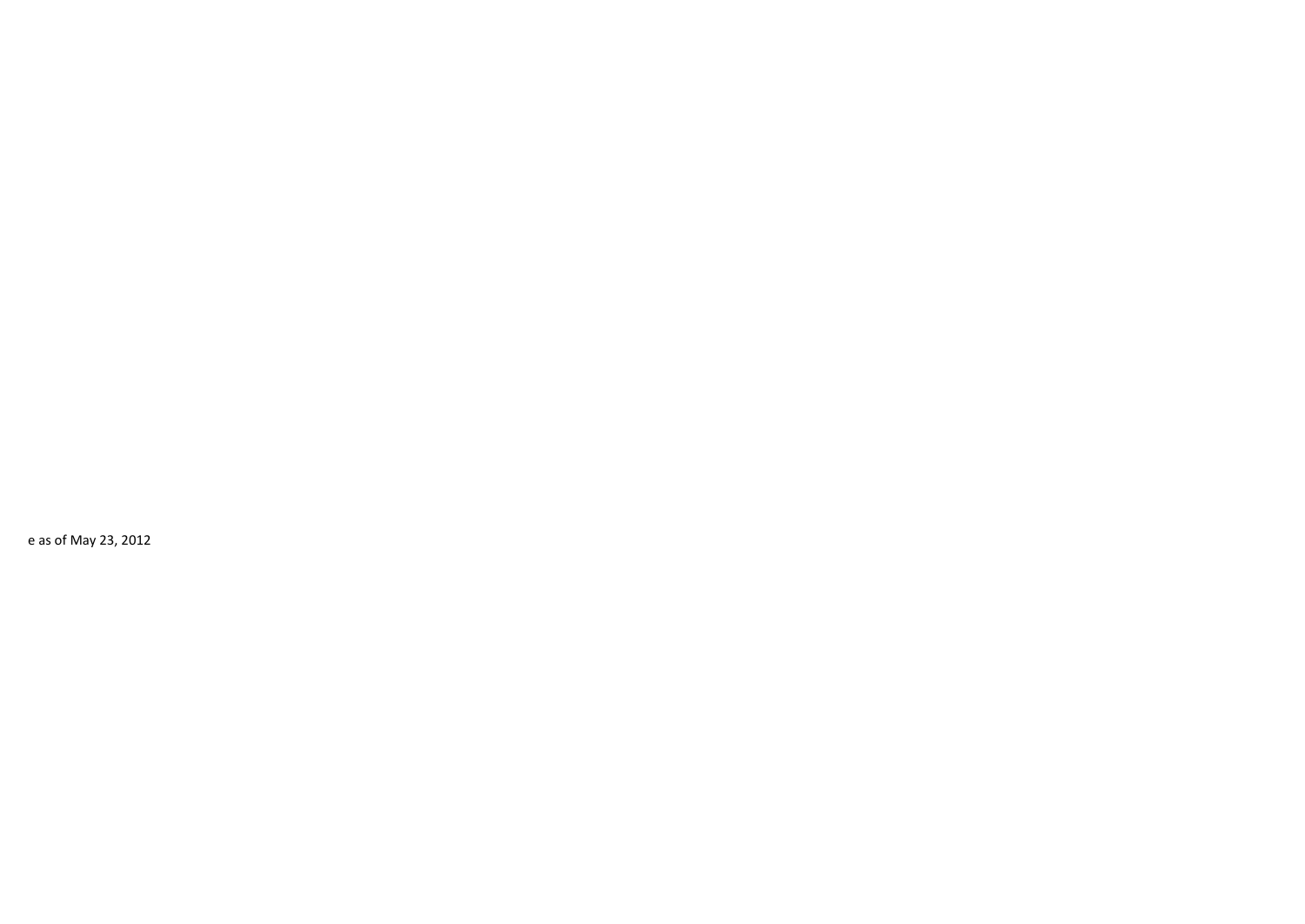e as of May 23, 2012